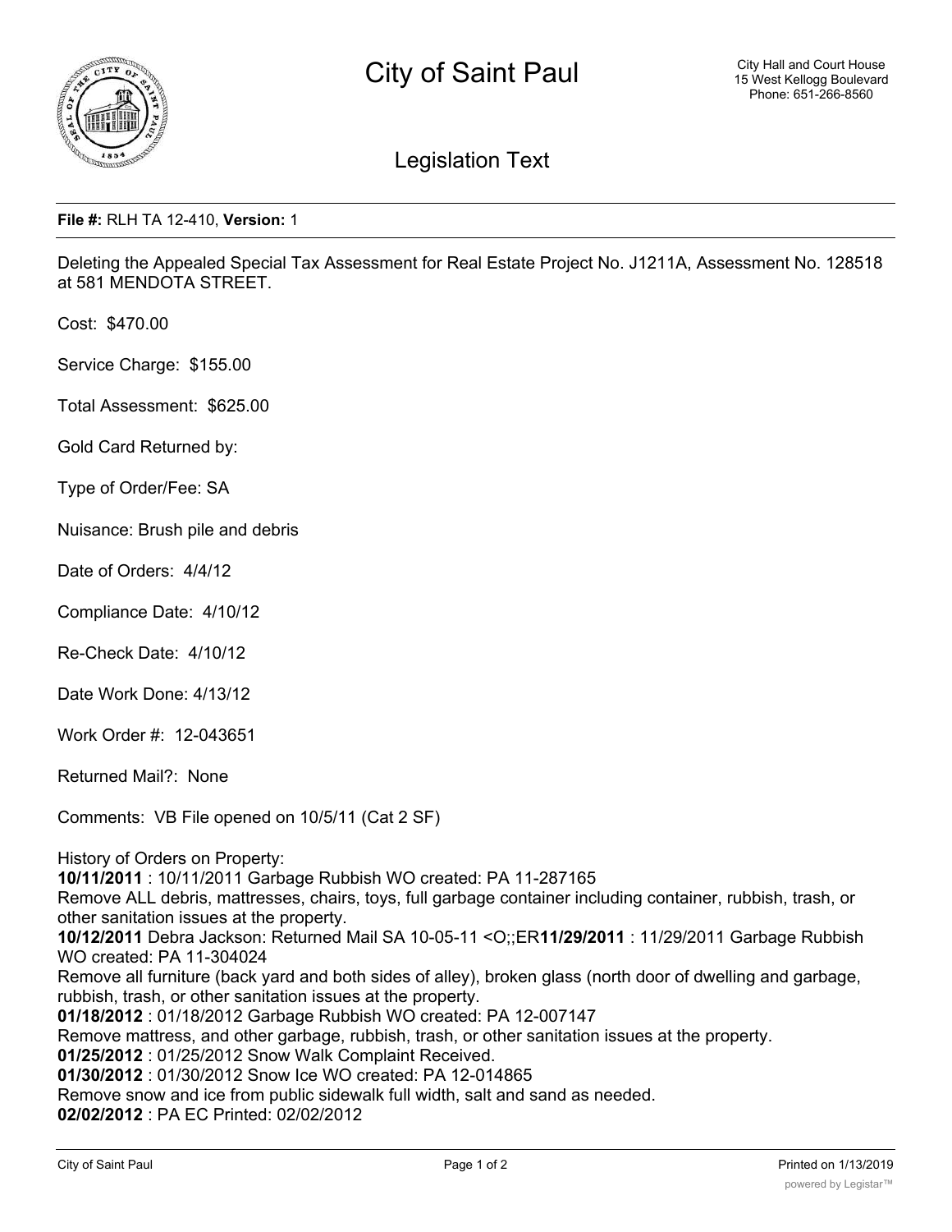# City of Saint Paul

City Hall and Court House
15 West Kellogg Boulevard
Phone: 651-266-8560

## Legislation Text

**File #:** RLH TA 12-410, **Version:** 1

Deleting the Appealed Special Tax Assessment for Real Estate Project No. J1211A, Assessment No. 128518 at 581 MENDOTA STREET.

Cost: $470.00

Service Charge: $155.00

Total Assessment: $625.00

Gold Card Returned by:

Type of Order/Fee: SA

Nuisance: Brush pile and debris

Date of Orders: 4/4/12

Compliance Date: 4/10/12

Re-Check Date: 4/10/12

Date Work Done: 4/13/12

Work Order #: 12-043651

Returned Mail?: None

Comments: VB File opened on 10/5/11 (Cat 2 SF)

History of Orders on Property:
**10/11/2011** : 10/11/2011 Garbage Rubbish WO created: PA 11-287165
Remove ALL debris, mattresses, chairs, toys, full garbage container including container, rubbish, trash, or other sanitation issues at the property.
**10/12/2011** Debra Jackson: Returned Mail SA 10-05-11 <O;;ER**11/29/2011** : 11/29/2011 Garbage Rubbish WO created: PA 11-304024
Remove all furniture (back yard and both sides of alley), broken glass (north door of dwelling and garbage, rubbish, trash, or other sanitation issues at the property.
**01/18/2012** : 01/18/2012 Garbage Rubbish WO created: PA 12-007147
Remove mattress, and other garbage, rubbish, trash, or other sanitation issues at the property.
**01/25/2012** : 01/25/2012 Snow Walk Complaint Received.
**01/30/2012** : 01/30/2012 Snow Ice WO created: PA 12-014865
Remove snow and ice from public sidewalk full width, salt and sand as needed.
**02/02/2012** : PA EC Printed: 02/02/2012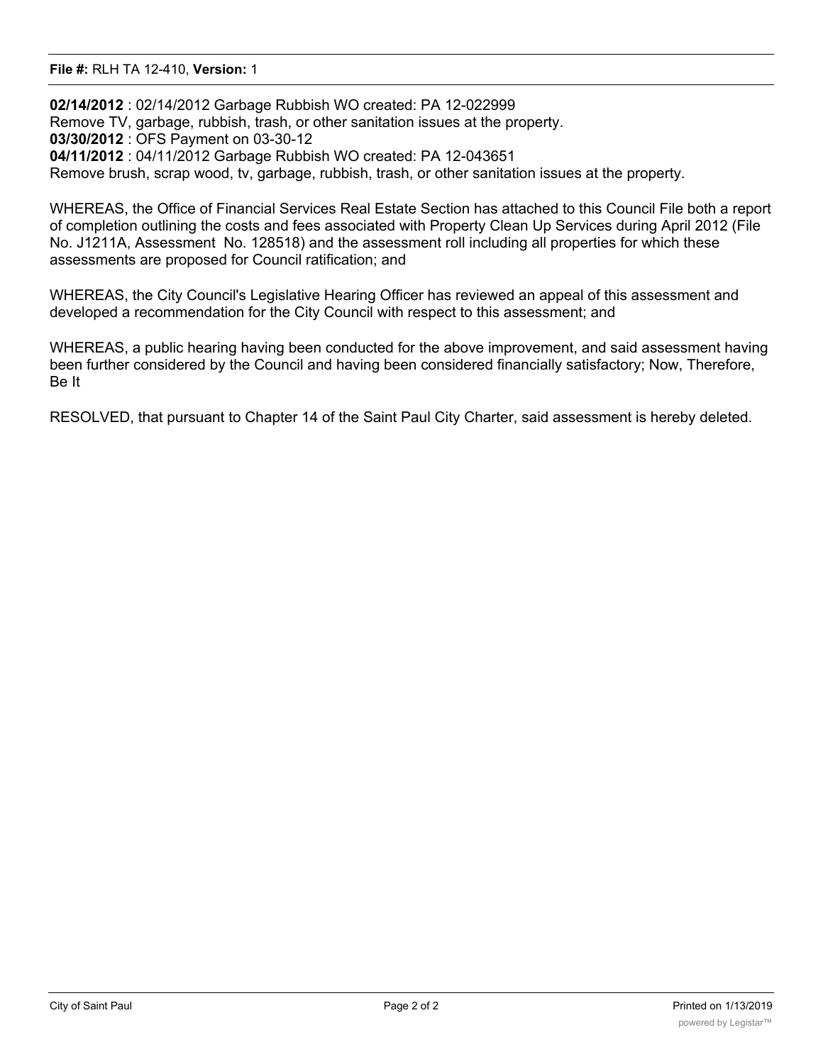**02/14/2012** : 02/14/2012 Garbage Rubbish WO created: PA 12-022999
Remove TV, garbage, rubbish, trash, or other sanitation issues at the property.
**03/30/2012** : OFS Payment on 03-30-12
**04/11/2012** : 04/11/2012 Garbage Rubbish WO created: PA 12-043651
Remove brush, scrap wood, tv, garbage, rubbish, trash, or other sanitation issues at the property.

WHEREAS, the Office of Financial Services Real Estate Section has attached to this Council File both a report of completion outlining the costs and fees associated with Property Clean Up Services during April 2012 (File No. J1211A, Assessment No. 128518) and the assessment roll including all properties for which these assessments are proposed for Council ratification; and

WHEREAS, the City Council's Legislative Hearing Officer has reviewed an appeal of this assessment and developed a recommendation for the City Council with respect to this assessment; and

WHEREAS, a public hearing having been conducted for the above improvement, and said assessment having been further considered by the Council and having been considered financially satisfactory; Now, Therefore, Be It

RESOLVED, that pursuant to Chapter 14 of the Saint Paul City Charter, said assessment is hereby deleted.